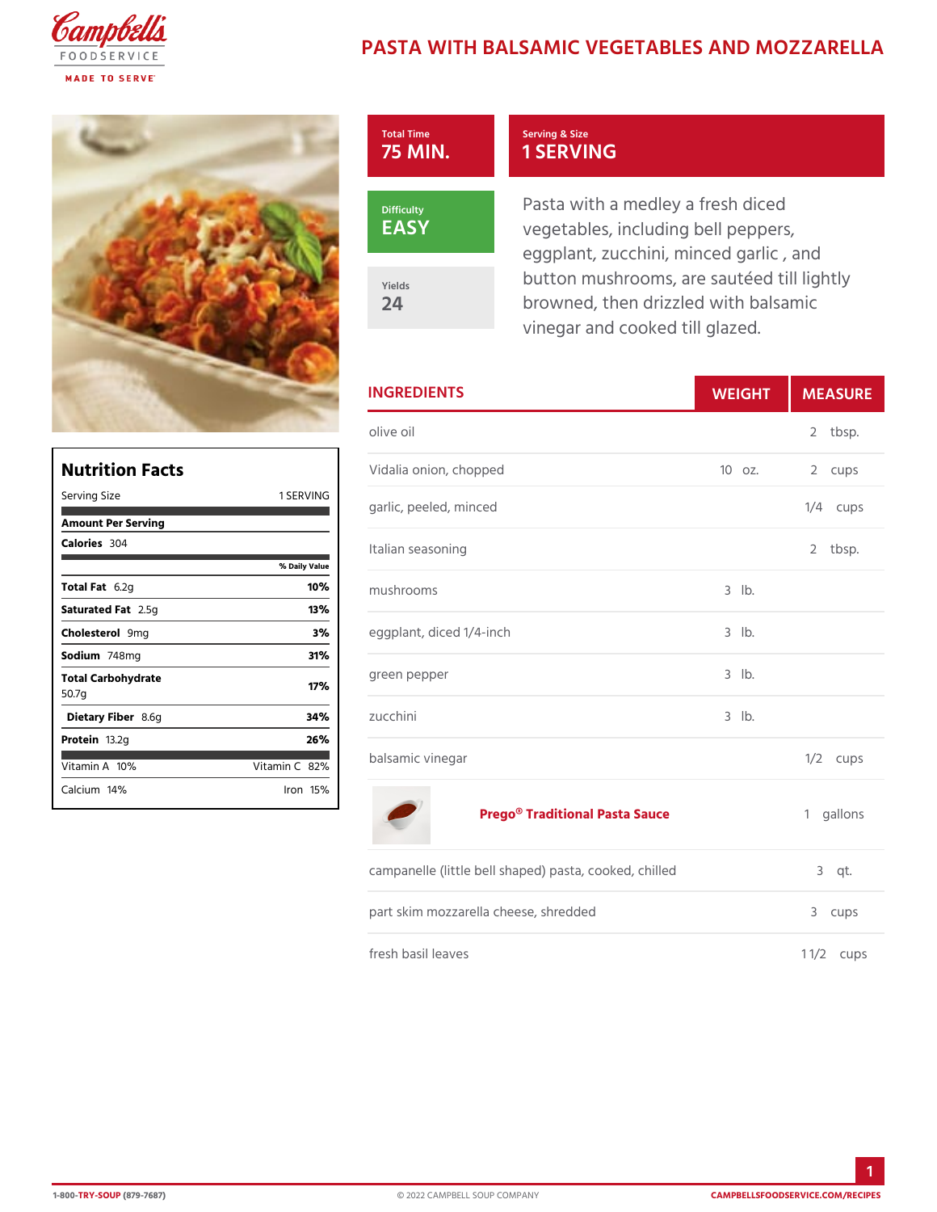# PASTA WITH BALSAMIC VEGETABLES AND MOZZARELLA

Total Time
**75 MIN.**

Serving & Size
**1 SERVING**

Difficulty
**EASY**

Yields
**24**

Pasta with a medley a fresh diced vegetables, including bell peppers, eggplant, zucchini, minced garlic , and button mushrooms, are sautéed till lightly browned, then drizzled with balsamic vinegar and cooked till glazed.

## INGREDIENTS

| Ingredient | WEIGHT | MEASURE |
|---|---|---|
| olive oil | | 2 tbsp. |
| Vidalia onion, chopped | 10 oz. | 2 cups |
| garlic, peeled, minced | | 1/4 cups |
| Italian seasoning | | 2 tbsp. |
| mushrooms | 3 lb. | |
| eggplant, diced 1/4-inch | 3 lb. | |
| green pepper | 3 lb. | |
| zucchini | 3 lb. | |
| balsamic vinegar | | 1/2 cups |
| **Prego® Traditional Pasta Sauce** | | 1 gallons |
| campanelle (little bell shaped) pasta, cooked, chilled | | 3 qt. |
| part skim mozzarella cheese, shredded | | 3 cups |
| fresh basil leaves | | 1 1/2 cups |

## Nutrition Facts

Serving Size: 1 SERVING

**Amount Per Serving**

**Calories** 304

| | % Daily Value |
|---|---|
| **Total Fat** 6.2g | **10%** |
| **Saturated Fat** 2.5g | **13%** |
| **Cholesterol** 9mg | **3%** |
| **Sodium** 748mg | **31%** |
| **Total Carbohydrate** 50.7g | **17%** |
| **Dietary Fiber** 8.6g | **34%** |
| **Protein** 13.2g | **26%** |

| | |
|---|---|
| Vitamin A 10% | Vitamin C 82% |
| Calcium 14% | Iron 15% |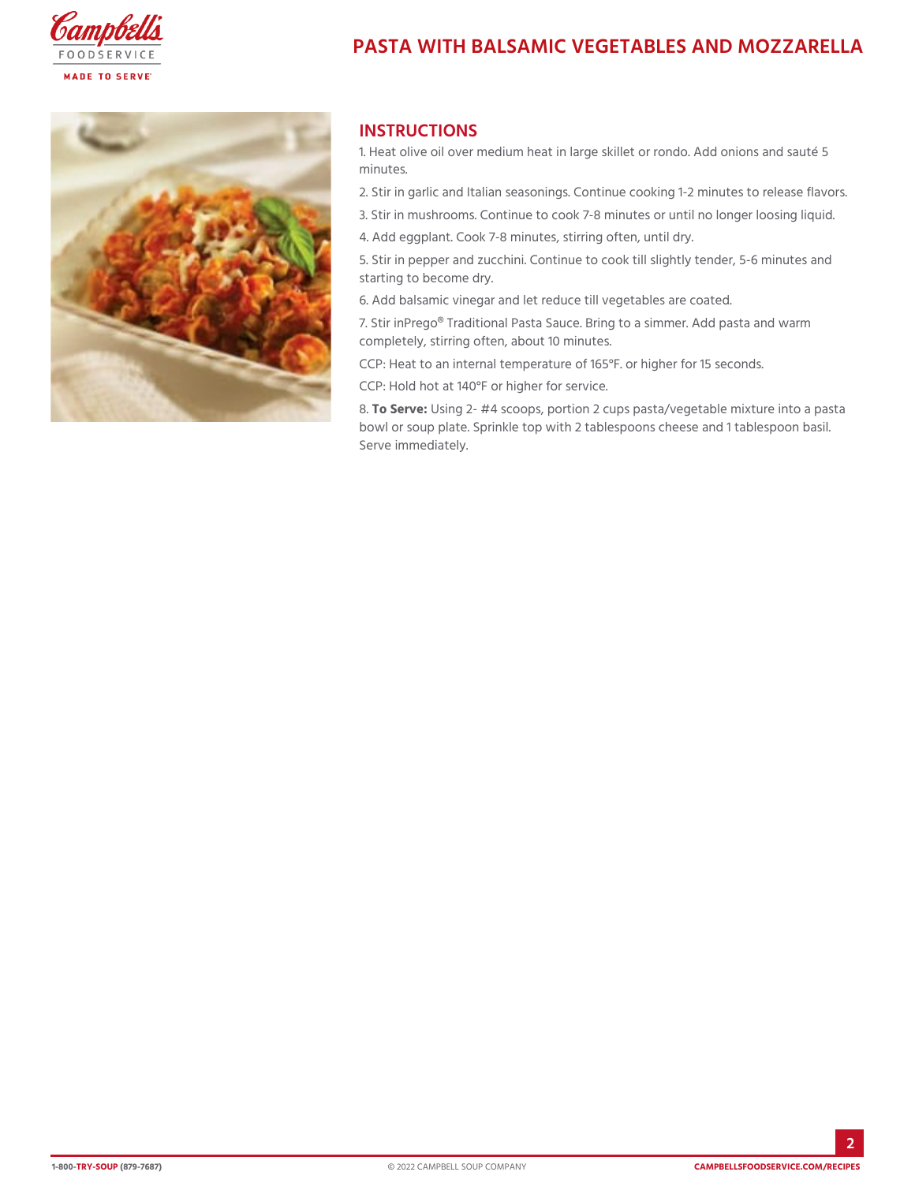## INSTRUCTIONS

1. Heat olive oil over medium heat in large skillet or rondo. Add onions and sauté 5 minutes.

2. Stir in garlic and Italian seasonings. Continue cooking 1-2 minutes to release flavors.

3. Stir in mushrooms. Continue to cook 7-8 minutes or until no longer loosing liquid.

4. Add eggplant. Cook 7-8 minutes, stirring often, until dry.

5. Stir in pepper and zucchini. Continue to cook till slightly tender, 5-6 minutes and starting to become dry.

6. Add balsamic vinegar and let reduce till vegetables are coated.

7. Stir inPrego® Traditional Pasta Sauce. Bring to a simmer. Add pasta and warm completely, stirring often, about 10 minutes.

CCP: Heat to an internal temperature of 165°F. or higher for 15 seconds.

CCP: Hold hot at 140°F or higher for service.

8. **To Serve:** Using 2- #4 scoops, portion 2 cups pasta/vegetable mixture into a pasta bowl or soup plate. Sprinkle top with 2 tablespoons cheese and 1 tablespoon basil. Serve immediately.